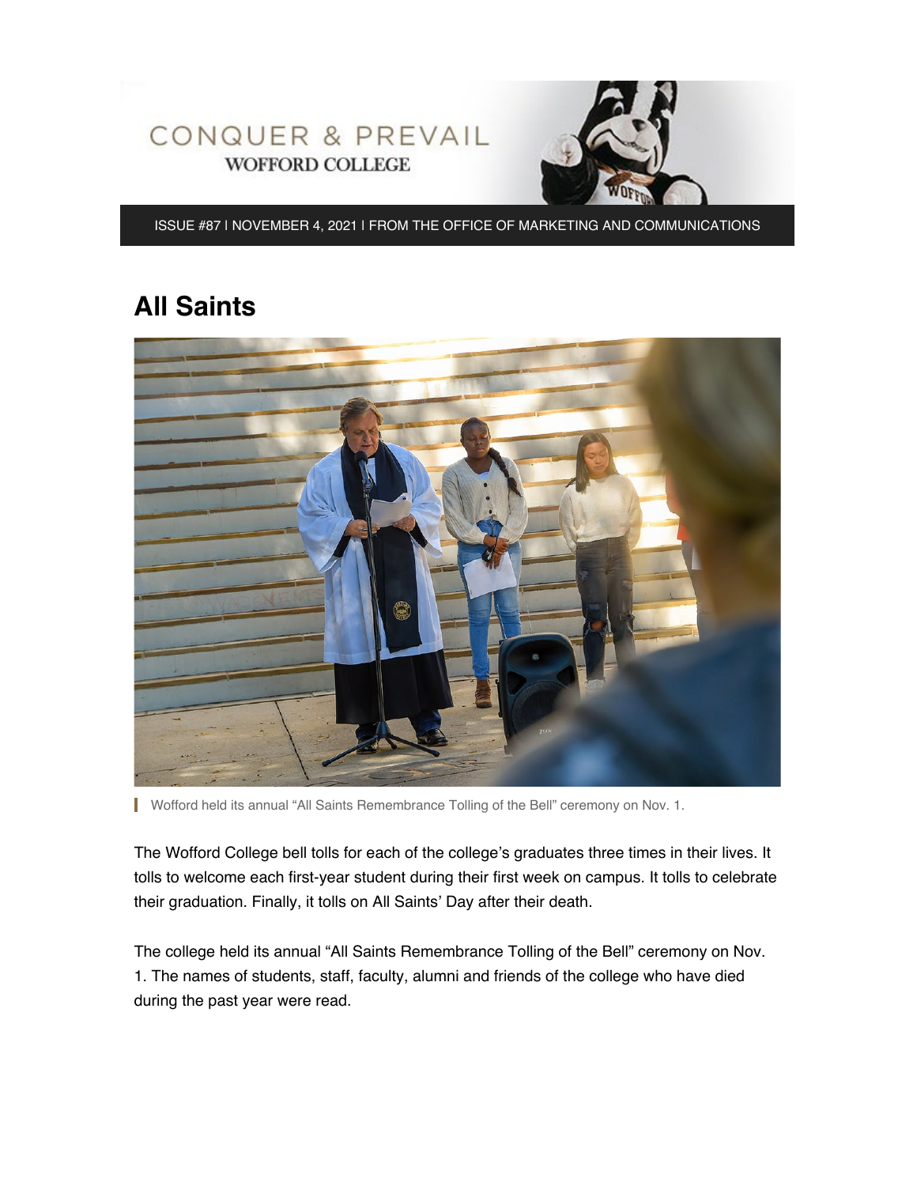CONQUER & PREVAIL
WOFFORD COLLEGE

ISSUE #87 I NOVEMBER 4, 2021 I FROM THE OFFICE OF MARKETING AND COMMUNICATIONS

# All Saints

Wofford held its annual "All Saints Remembrance Tolling of the Bell" ceremony on Nov. 1.

The Wofford College bell tolls for each of the college's graduates three times in their lives. It tolls to welcome each first-year student during their first week on campus. It tolls to celebrate their graduation. Finally, it tolls on All Saints' Day after their death.

The college held its annual "All Saints Remembrance Tolling of the Bell" ceremony on Nov. 1. The names of students, staff, faculty, alumni and friends of the college who have died during the past year were read.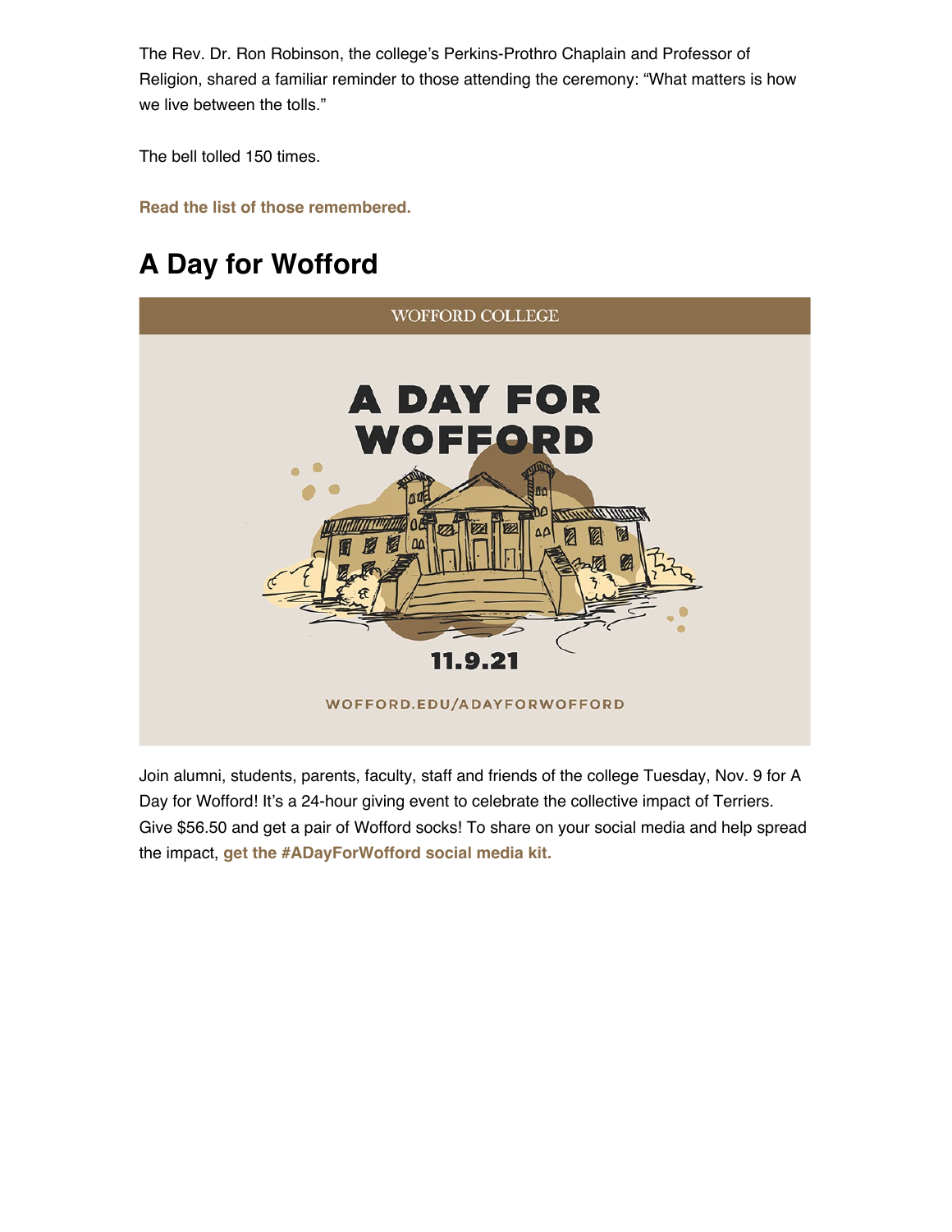The Rev. Dr. Ron Robinson, the college's Perkins-Prothro Chaplain and Professor of Religion, shared a familiar reminder to those attending the ceremony: "What matters is how we live between the tolls."

The bell tolled 150 times.

**Read the list of those remembered.**

## A Day for Wofford

Join alumni, students, parents, faculty, staff and friends of the college Tuesday, Nov. 9 for A Day for Wofford! It's a 24-hour giving event to celebrate the collective impact of Terriers. Give $56.50 and get a pair of Wofford socks! To share on your social media and help spread the impact, **get the #ADayForWofford social media kit.**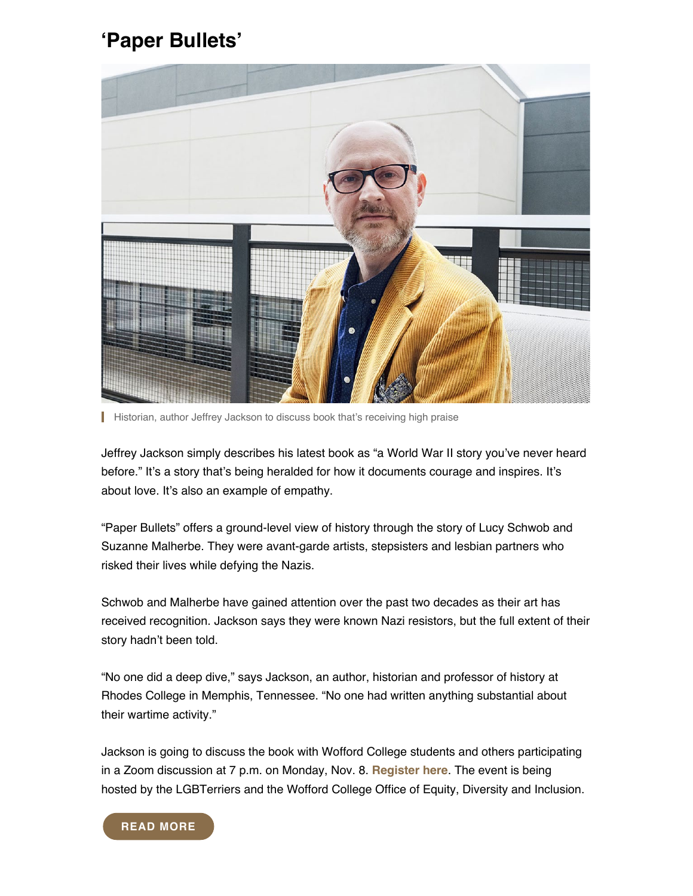## 'Paper Bullets'

Historian, author Jeffrey Jackson to discuss book that's receiving high praise

Jeffrey Jackson simply describes his latest book as "a World War II story you've never heard before." It's a story that's being heralded for how it documents courage and inspires. It's about love. It's also an example of empathy.

"Paper Bullets" offers a ground-level view of history through the story of Lucy Schwob and Suzanne Malherbe. They were avant-garde artists, stepsisters and lesbian partners who risked their lives while defying the Nazis.

Schwob and Malherbe have gained attention over the past two decades as their art has received recognition. Jackson says they were known Nazi resistors, but the full extent of their story hadn't been told.

"No one did a deep dive," says Jackson, an author, historian and professor of history at Rhodes College in Memphis, Tennessee. "No one had written anything substantial about their wartime activity."

Jackson is going to discuss the book with Wofford College students and others participating in a Zoom discussion at 7 p.m. on Monday, Nov. 8. **Register here**. The event is being hosted by the LGBTerriers and the Wofford College Office of Equity, Diversity and Inclusion.

**READ MORE**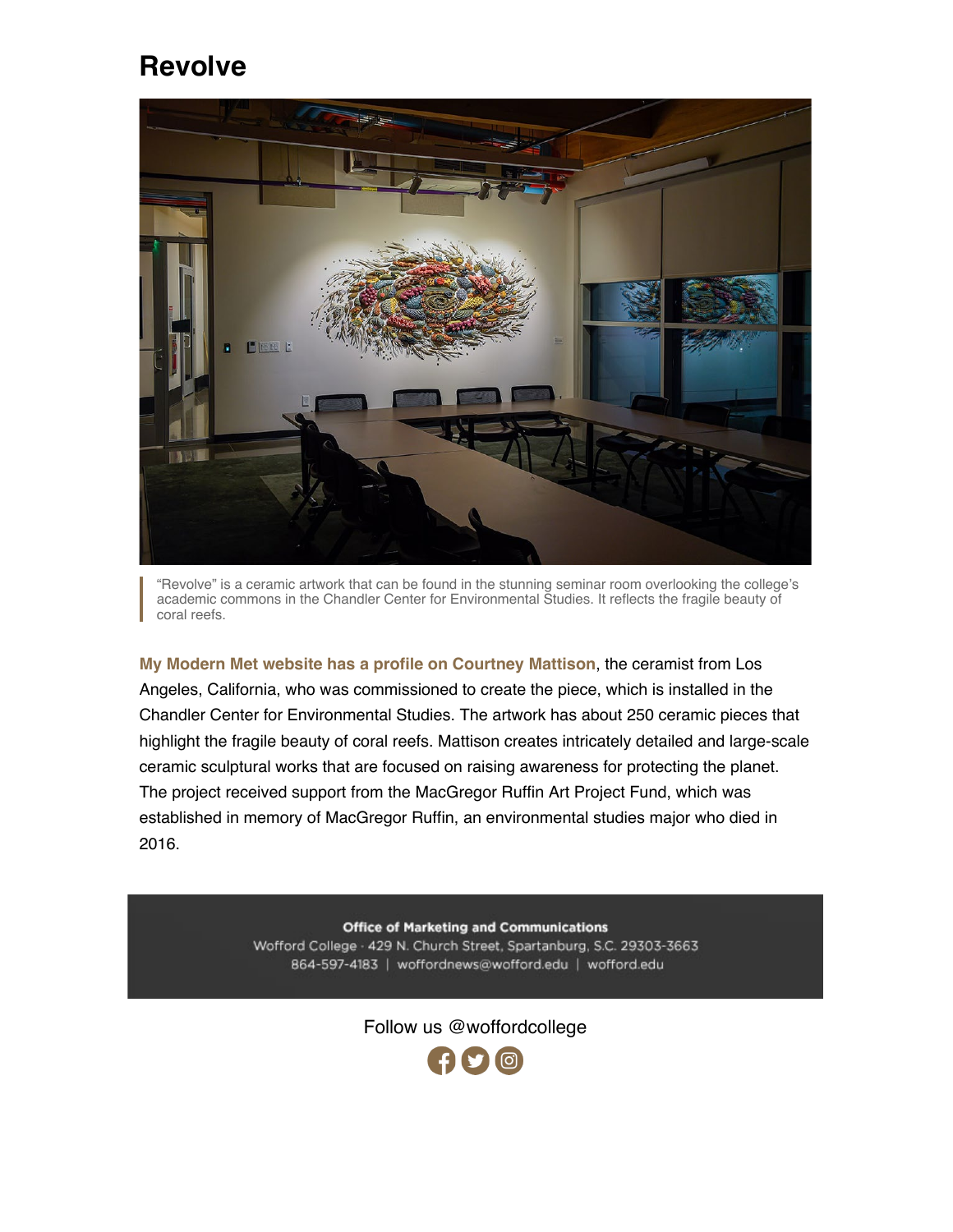## Revolve

"Revolve" is a ceramic artwork that can be found in the stunning seminar room overlooking the college's academic commons in the Chandler Center for Environmental Studies. It reflects the fragile beauty of coral reefs.

**My Modern Met website has a profile on Courtney Mattison**, the ceramist from Los Angeles, California, who was commissioned to create the piece, which is installed in the Chandler Center for Environmental Studies. The artwork has about 250 ceramic pieces that highlight the fragile beauty of coral reefs. Mattison creates intricately detailed and large-scale ceramic sculptural works that are focused on raising awareness for protecting the planet. The project received support from the MacGregor Ruffin Art Project Fund, which was established in memory of MacGregor Ruffin, an environmental studies major who died in 2016.

**Office of Marketing and Communications**
Wofford College · 429 N. Church Street, Spartanburg, S.C. 29303-3663
864-597-4183 | woffordnews@wofford.edu | wofford.edu

Follow us @woffordcollege